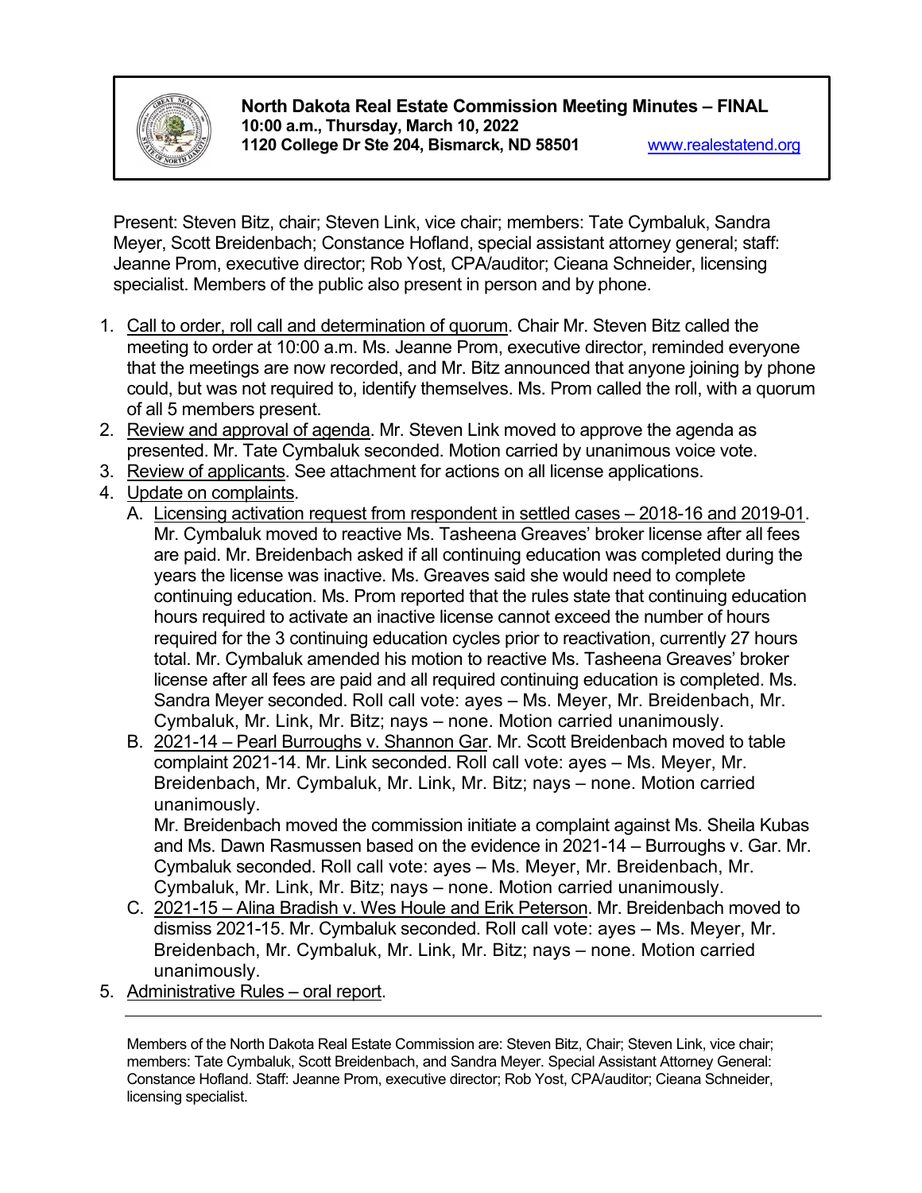**North Dakota Real Estate Commission Meeting Minutes – FINAL**
**10:00 a.m., Thursday, March 10, 2022**
**1120 College Dr Ste 204, Bismarck, ND 58501** www.realestatend.org

Present: Steven Bitz, chair; Steven Link, vice chair; members: Tate Cymbaluk, Sandra Meyer, Scott Breidenbach; Constance Hofland, special assistant attorney general; staff: Jeanne Prom, executive director; Rob Yost, CPA/auditor; Cieana Schneider, licensing specialist. Members of the public also present in person and by phone.

1. Call to order, roll call and determination of quorum. Chair Mr. Steven Bitz called the meeting to order at 10:00 a.m. Ms. Jeanne Prom, executive director, reminded everyone that the meetings are now recorded, and Mr. Bitz announced that anyone joining by phone could, but was not required to, identify themselves. Ms. Prom called the roll, with a quorum of all 5 members present.
2. Review and approval of agenda. Mr. Steven Link moved to approve the agenda as presented. Mr. Tate Cymbaluk seconded. Motion carried by unanimous voice vote.
3. Review of applicants. See attachment for actions on all license applications.
4. Update on complaints.
   A. Licensing activation request from respondent in settled cases – 2018-16 and 2019-01. Mr. Cymbaluk moved to reactive Ms. Tasheena Greaves' broker license after all fees are paid. Mr. Breidenbach asked if all continuing education was completed during the years the license was inactive. Ms. Greaves said she would need to complete continuing education. Ms. Prom reported that the rules state that continuing education hours required to activate an inactive license cannot exceed the number of hours required for the 3 continuing education cycles prior to reactivation, currently 27 hours total. Mr. Cymbaluk amended his motion to reactive Ms. Tasheena Greaves' broker license after all fees are paid and all required continuing education is completed. Ms. Sandra Meyer seconded. Roll call vote: ayes – Ms. Meyer, Mr. Breidenbach, Mr. Cymbaluk, Mr. Link, Mr. Bitz; nays – none. Motion carried unanimously.
   B. 2021-14 – Pearl Burroughs v. Shannon Gar. Mr. Scott Breidenbach moved to table complaint 2021-14. Mr. Link seconded. Roll call vote: ayes – Ms. Meyer, Mr. Breidenbach, Mr. Cymbaluk, Mr. Link, Mr. Bitz; nays – none. Motion carried unanimously.
   Mr. Breidenbach moved the commission initiate a complaint against Ms. Sheila Kubas and Ms. Dawn Rasmussen based on the evidence in 2021-14 – Burroughs v. Gar. Mr. Cymbaluk seconded. Roll call vote: ayes – Ms. Meyer, Mr. Breidenbach, Mr. Cymbaluk, Mr. Link, Mr. Bitz; nays – none. Motion carried unanimously.
   C. 2021-15 – Alina Bradish v. Wes Houle and Erik Peterson. Mr. Breidenbach moved to dismiss 2021-15. Mr. Cymbaluk seconded. Roll call vote: ayes – Ms. Meyer, Mr. Breidenbach, Mr. Cymbaluk, Mr. Link, Mr. Bitz; nays – none. Motion carried unanimously.
5. Administrative Rules – oral report.

---

Members of the North Dakota Real Estate Commission are: Steven Bitz, Chair; Steven Link, vice chair; members: Tate Cymbaluk, Scott Breidenbach, and Sandra Meyer. Special Assistant Attorney General: Constance Hofland. Staff: Jeanne Prom, executive director; Rob Yost, CPA/auditor; Cieana Schneider, licensing specialist.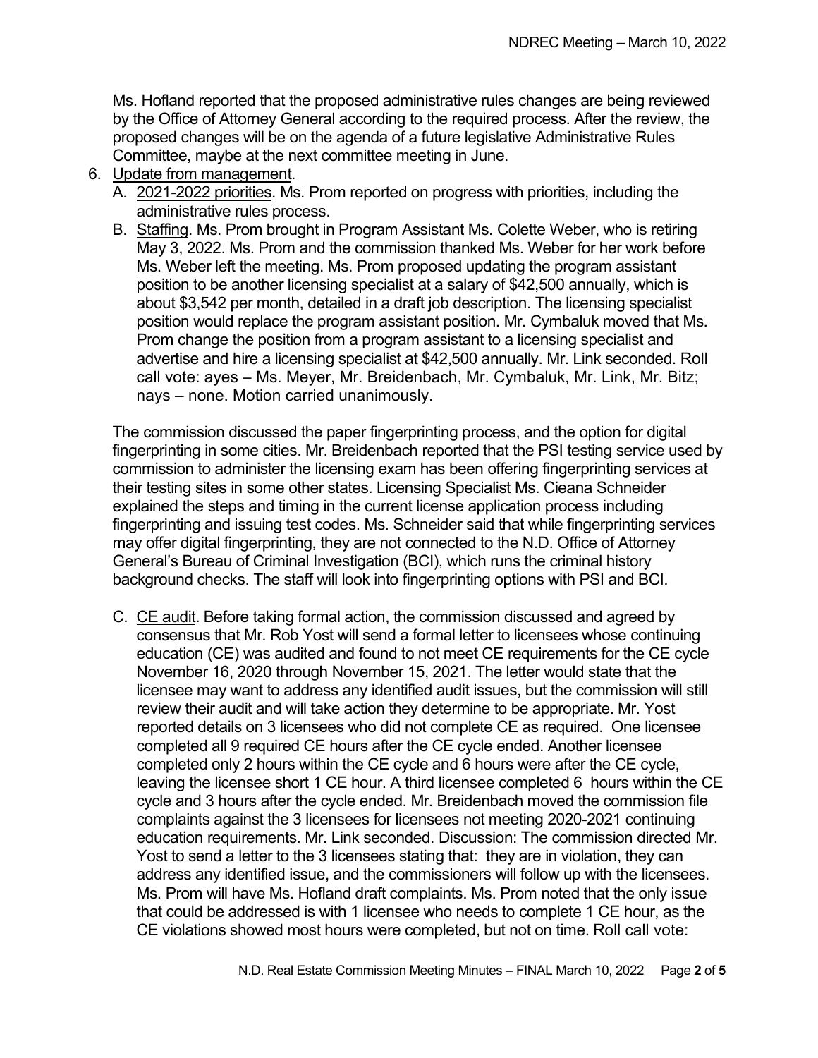Ms. Hofland reported that the proposed administrative rules changes are being reviewed by the Office of Attorney General according to the required process. After the review, the proposed changes will be on the agenda of a future legislative Administrative Rules Committee, maybe at the next committee meeting in June.

6. Update from management.
   A. 2021-2022 priorities. Ms. Prom reported on progress with priorities, including the administrative rules process.
   B. Staffing. Ms. Prom brought in Program Assistant Ms. Colette Weber, who is retiring May 3, 2022. Ms. Prom and the commission thanked Ms. Weber for her work before Ms. Weber left the meeting. Ms. Prom proposed updating the program assistant position to be another licensing specialist at a salary of $42,500 annually, which is about $3,542 per month, detailed in a draft job description. The licensing specialist position would replace the program assistant position. Mr. Cymbaluk moved that Ms. Prom change the position from a program assistant to a licensing specialist and advertise and hire a licensing specialist at $42,500 annually. Mr. Link seconded. Roll call vote: ayes – Ms. Meyer, Mr. Breidenbach, Mr. Cymbaluk, Mr. Link, Mr. Bitz; nays – none. Motion carried unanimously.

   The commission discussed the paper fingerprinting process, and the option for digital fingerprinting in some cities. Mr. Breidenbach reported that the PSI testing service used by commission to administer the licensing exam has been offering fingerprinting services at their testing sites in some other states. Licensing Specialist Ms. Cieana Schneider explained the steps and timing in the current license application process including fingerprinting and issuing test codes. Ms. Schneider said that while fingerprinting services may offer digital fingerprinting, they are not connected to the N.D. Office of Attorney General's Bureau of Criminal Investigation (BCI), which runs the criminal history background checks. The staff will look into fingerprinting options with PSI and BCI.

   C. CE audit. Before taking formal action, the commission discussed and agreed by consensus that Mr. Rob Yost will send a formal letter to licensees whose continuing education (CE) was audited and found to not meet CE requirements for the CE cycle November 16, 2020 through November 15, 2021. The letter would state that the licensee may want to address any identified audit issues, but the commission will still review their audit and will take action they determine to be appropriate. Mr. Yost reported details on 3 licensees who did not complete CE as required. One licensee completed all 9 required CE hours after the CE cycle ended. Another licensee completed only 2 hours within the CE cycle and 6 hours were after the CE cycle, leaving the licensee short 1 CE hour. A third licensee completed 6 hours within the CE cycle and 3 hours after the cycle ended. Mr. Breidenbach moved the commission file complaints against the 3 licensees for licensees not meeting 2020-2021 continuing education requirements. Mr. Link seconded. Discussion: The commission directed Mr. Yost to send a letter to the 3 licensees stating that: they are in violation, they can address any identified issue, and the commissioners will follow up with the licensees. Ms. Prom will have Ms. Hofland draft complaints. Ms. Prom noted that the only issue that could be addressed is with 1 licensee who needs to complete 1 CE hour, as the CE violations showed most hours were completed, but not on time. Roll call vote: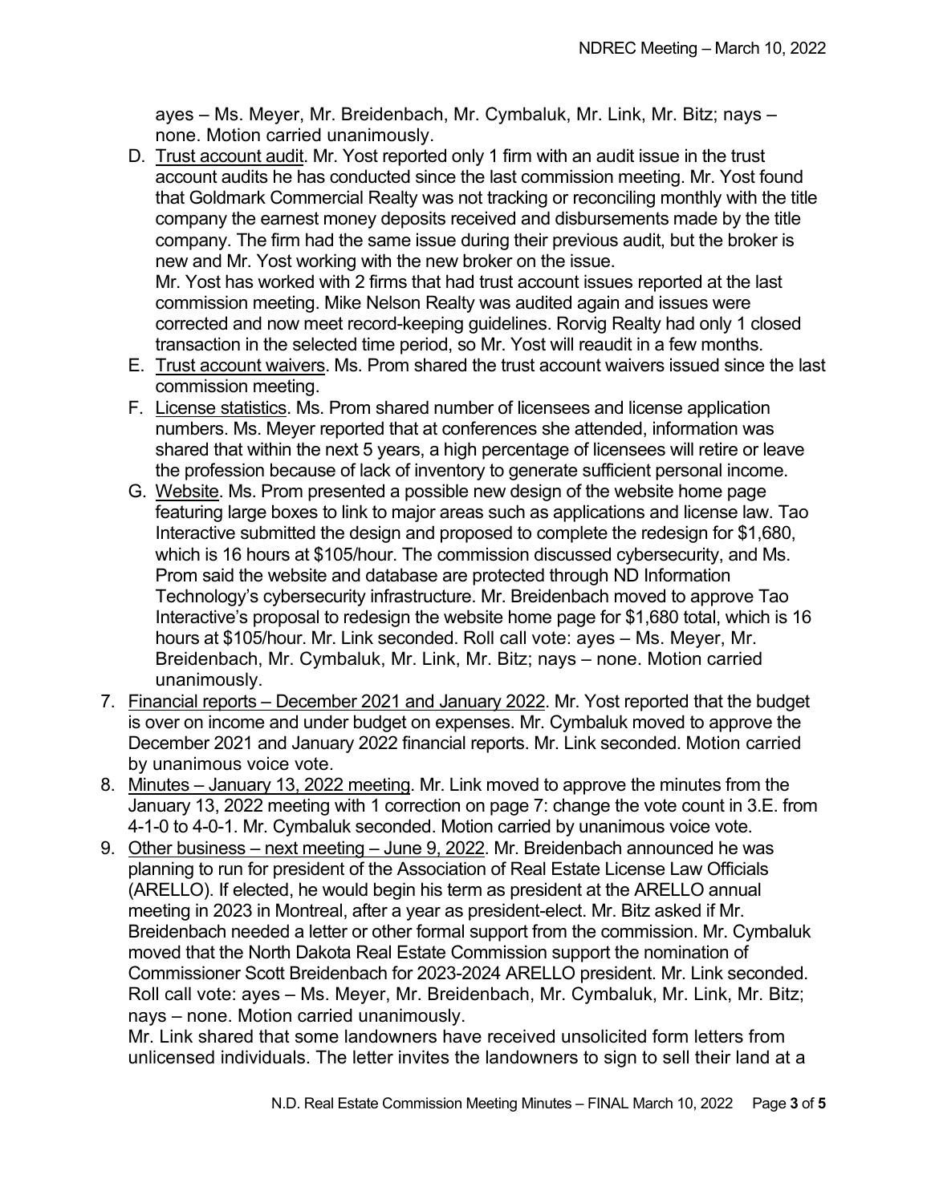ayes – Ms. Meyer, Mr. Breidenbach, Mr. Cymbaluk, Mr. Link, Mr. Bitz; nays – none. Motion carried unanimously.

D. Trust account audit. Mr. Yost reported only 1 firm with an audit issue in the trust account audits he has conducted since the last commission meeting. Mr. Yost found that Goldmark Commercial Realty was not tracking or reconciling monthly with the title company the earnest money deposits received and disbursements made by the title company. The firm had the same issue during their previous audit, but the broker is new and Mr. Yost working with the new broker on the issue.
   Mr. Yost has worked with 2 firms that had trust account issues reported at the last commission meeting. Mike Nelson Realty was audited again and issues were corrected and now meet record-keeping guidelines. Rorvig Realty had only 1 closed transaction in the selected time period, so Mr. Yost will reaudit in a few months.
E. Trust account waivers. Ms. Prom shared the trust account waivers issued since the last commission meeting.
F. License statistics. Ms. Prom shared number of licensees and license application numbers. Ms. Meyer reported that at conferences she attended, information was shared that within the next 5 years, a high percentage of licensees will retire or leave the profession because of lack of inventory to generate sufficient personal income.
G. Website. Ms. Prom presented a possible new design of the website home page featuring large boxes to link to major areas such as applications and license law. Tao Interactive submitted the design and proposed to complete the redesign for $1,680, which is 16 hours at $105/hour. The commission discussed cybersecurity, and Ms. Prom said the website and database are protected through ND Information Technology's cybersecurity infrastructure. Mr. Breidenbach moved to approve Tao Interactive's proposal to redesign the website home page for $1,680 total, which is 16 hours at $105/hour. Mr. Link seconded. Roll call vote: ayes – Ms. Meyer, Mr. Breidenbach, Mr. Cymbaluk, Mr. Link, Mr. Bitz; nays – none. Motion carried unanimously.

7. Financial reports – December 2021 and January 2022. Mr. Yost reported that the budget is over on income and under budget on expenses. Mr. Cymbaluk moved to approve the December 2021 and January 2022 financial reports. Mr. Link seconded. Motion carried by unanimous voice vote.
8. Minutes – January 13, 2022 meeting. Mr. Link moved to approve the minutes from the January 13, 2022 meeting with 1 correction on page 7: change the vote count in 3.E. from 4-1-0 to 4-0-1. Mr. Cymbaluk seconded. Motion carried by unanimous voice vote.
9. Other business – next meeting – June 9, 2022. Mr. Breidenbach announced he was planning to run for president of the Association of Real Estate License Law Officials (ARELLO). If elected, he would begin his term as president at the ARELLO annual meeting in 2023 in Montreal, after a year as president-elect. Mr. Bitz asked if Mr. Breidenbach needed a letter or other formal support from the commission. Mr. Cymbaluk moved that the North Dakota Real Estate Commission support the nomination of Commissioner Scott Breidenbach for 2023-2024 ARELLO president. Mr. Link seconded. Roll call vote: ayes – Ms. Meyer, Mr. Breidenbach, Mr. Cymbaluk, Mr. Link, Mr. Bitz; nays – none. Motion carried unanimously.
   Mr. Link shared that some landowners have received unsolicited form letters from unlicensed individuals. The letter invites the landowners to sign to sell their land at a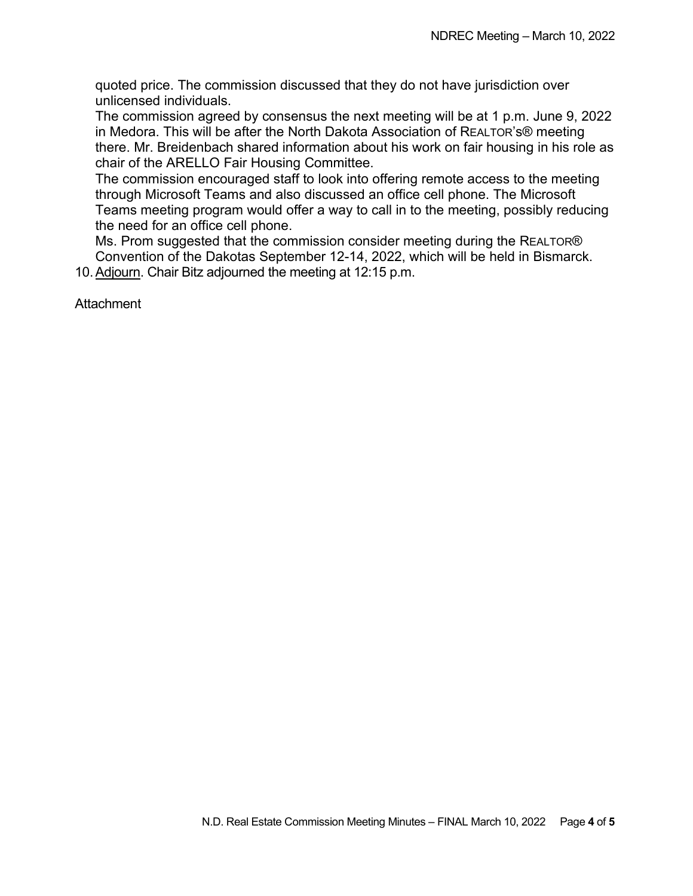quoted price. The commission discussed that they do not have jurisdiction over unlicensed individuals.

The commission agreed by consensus the next meeting will be at 1 p.m. June 9, 2022 in Medora. This will be after the North Dakota Association of REALTOR's® meeting there. Mr. Breidenbach shared information about his work on fair housing in his role as chair of the ARELLO Fair Housing Committee.

The commission encouraged staff to look into offering remote access to the meeting through Microsoft Teams and also discussed an office cell phone. The Microsoft Teams meeting program would offer a way to call in to the meeting, possibly reducing the need for an office cell phone.

Ms. Prom suggested that the commission consider meeting during the REALTOR® Convention of the Dakotas September 12-14, 2022, which will be held in Bismarck.

10. Adjourn. Chair Bitz adjourned the meeting at 12:15 p.m.

Attachment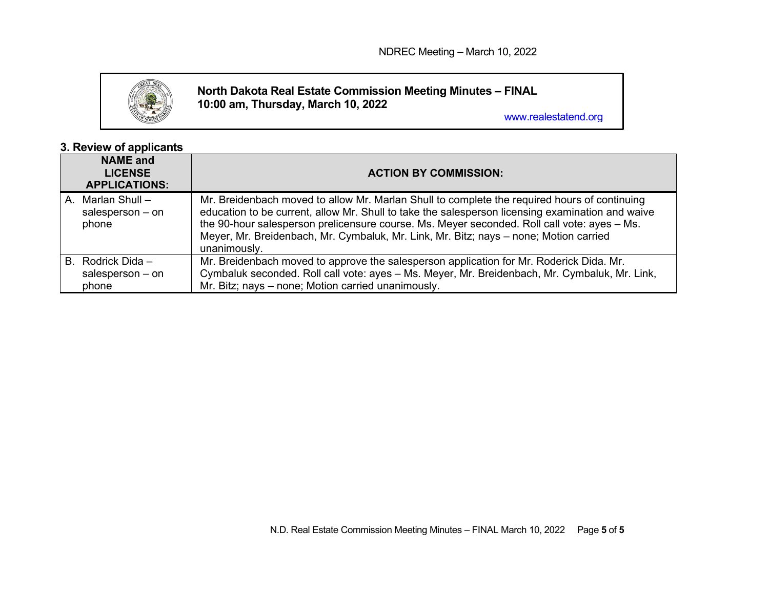**North Dakota Real Estate Commission Meeting Minutes – FINAL**
**10:00 am, Thursday, March 10, 2022**

www.realestatend.org

### 3. Review of applicants

| NAME and LICENSE APPLICATIONS: | ACTION BY COMMISSION: |
|---|---|
| A. Marlan Shull – salesperson – on phone | Mr. Breidenbach moved to allow Mr. Marlan Shull to complete the required hours of continuing education to be current, allow Mr. Shull to take the salesperson licensing examination and waive the 90-hour salesperson prelicensure course. Ms. Meyer seconded. Roll call vote: ayes – Ms. Meyer, Mr. Breidenbach, Mr. Cymbaluk, Mr. Link, Mr. Bitz; nays – none; Motion carried unanimously. |
| B. Rodrick Dida – salesperson – on phone | Mr. Breidenbach moved to approve the salesperson application for Mr. Roderick Dida. Mr. Cymbaluk seconded. Roll call vote: ayes – Ms. Meyer, Mr. Breidenbach, Mr. Cymbaluk, Mr. Link, Mr. Bitz; nays – none; Motion carried unanimously. |